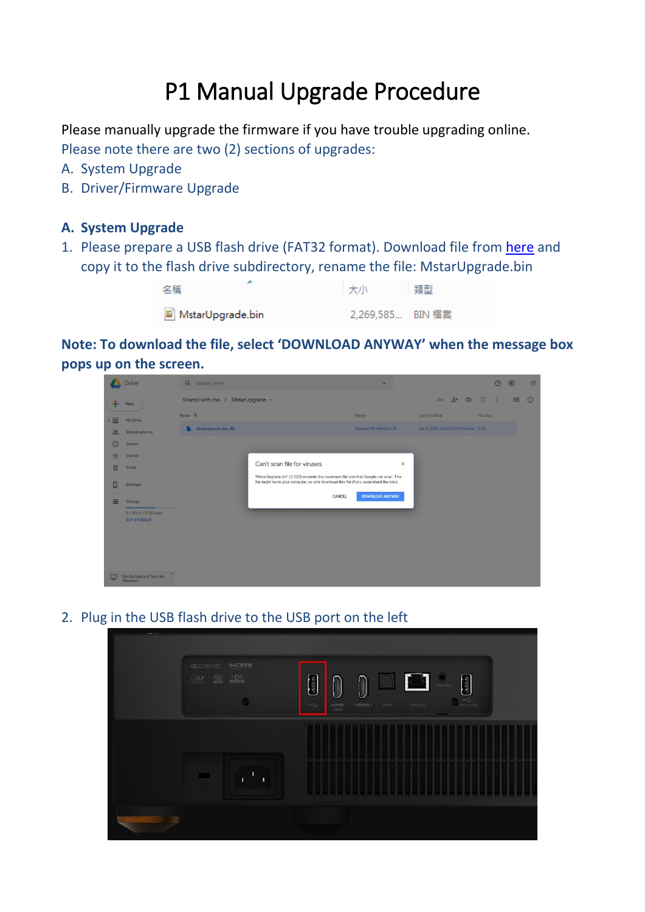# P1 Manual Upgrade Procedure

Please manually upgrade the firmware if you have trouble upgrading online.

Please note there are two (2) sections of upgrades:

A. System Upgrade
B. Driver/Firmware Upgrade

## A. System Upgrade

1. Please prepare a USB flash drive (FAT32 format). Download file from here and copy it to the flash drive subdirectory, rename the file: MstarUpgrade.bin

| 名稱 | 大小 | 類型 |
|---|---|---|
| MstarUpgrade.bin | 2,269,585... | BIN 檔案 |

**Note: To download the file, select 'DOWNLOAD ANYWAY' when the message box pops up on the screen.**

2. Plug in the USB flash drive to the USB port on the left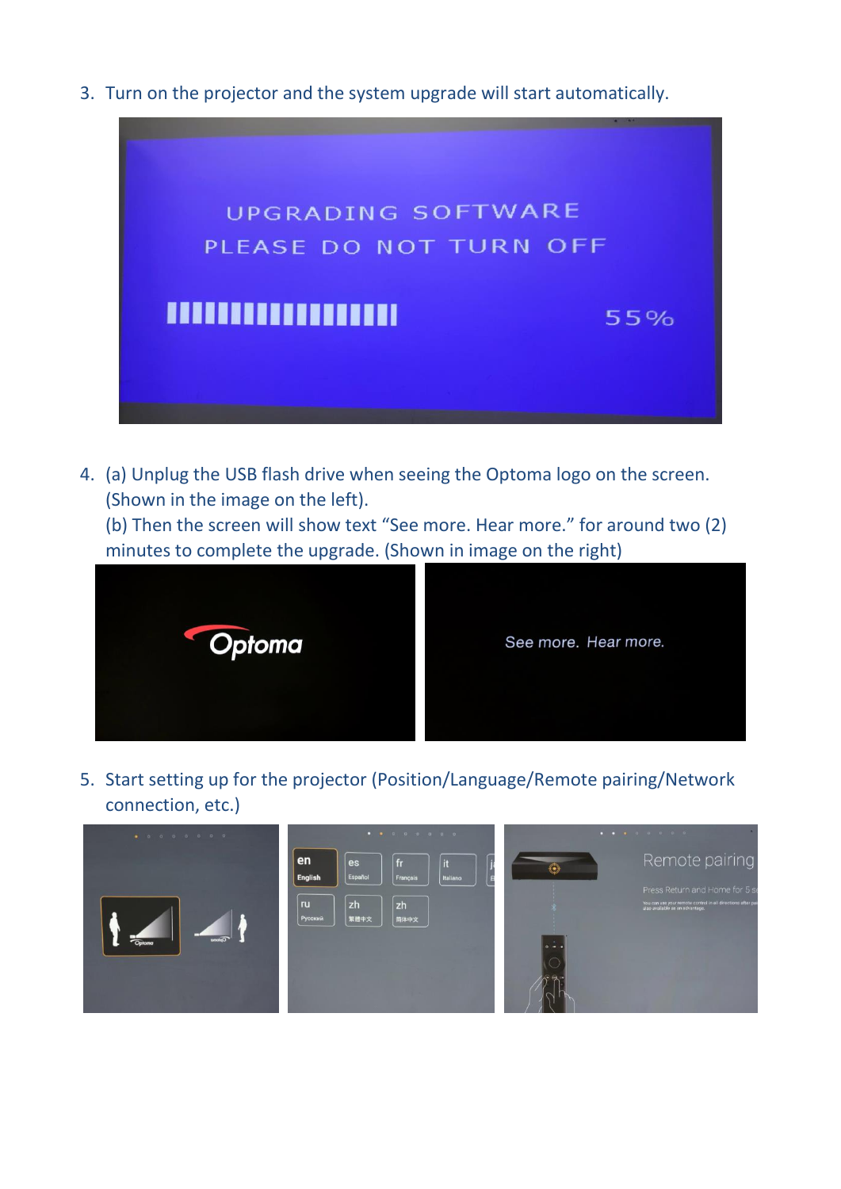3. Turn on the projector and the system upgrade will start automatically.

4. (a) Unplug the USB flash drive when seeing the Optoma logo on the screen. (Shown in the image on the left).
   (b) Then the screen will show text "See more. Hear more." for around two (2) minutes to complete the upgrade. (Shown in image on the right)

5. Start setting up for the projector (Position/Language/Remote pairing/Network connection, etc.)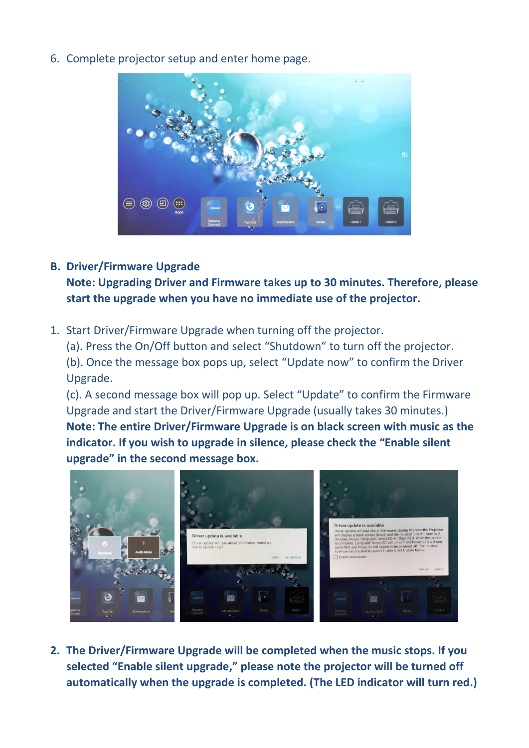6. Complete projector setup and enter home page.

**B. Driver/Firmware Upgrade**

**Note: Upgrading Driver and Firmware takes up to 30 minutes. Therefore, please start the upgrade when you have no immediate use of the projector.**

1. Start Driver/Firmware Upgrade when turning off the projector.
   (a). Press the On/Off button and select “Shutdown” to turn off the projector.
   (b). Once the message box pops up, select “Update now” to confirm the Driver Upgrade.
   (c). A second message box will pop up. Select “Update” to confirm the Firmware Upgrade and start the Driver/Firmware Upgrade (usually takes 30 minutes.)
   **Note: The entire Driver/Firmware Upgrade is on black screen with music as the indicator. If you wish to upgrade in silence, please check the “Enable silent upgrade” in the second message box.**

2. **The Driver/Firmware Upgrade will be completed when the music stops. If you selected “Enable silent upgrade,” please note the projector will be turned off automatically when the upgrade is completed. (The LED indicator will turn red.)**